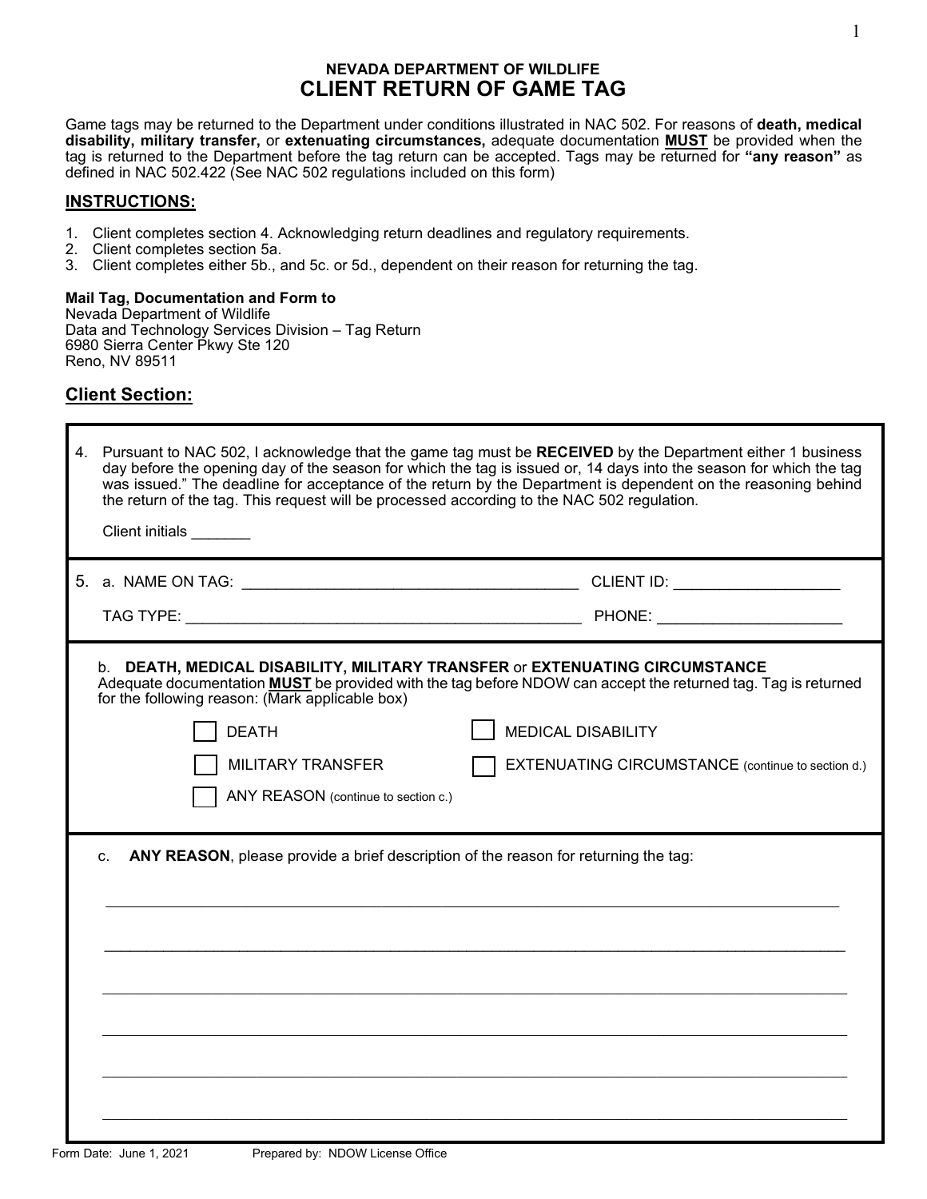## NEVADA DEPARTMENT OF WILDLIFE
# CLIENT RETURN OF GAME TAG

Game tags may be returned to the Department under conditions illustrated in NAC 502. For reasons of **death, medical disability, military transfer,** or **extenuating circumstances,** adequate documentation **MUST** be provided when the tag is returned to the Department before the tag return can be accepted. Tags may be returned for **"any reason"** as defined in NAC 502.422 (See NAC 502 regulations included on this form)

## INSTRUCTIONS:

1. Client completes section 4. Acknowledging return deadlines and regulatory requirements.
2. Client completes section 5a.
3. Client completes either 5b., and 5c. or 5d., dependent on their reason for returning the tag.

**Mail Tag, Documentation and Form to**
Nevada Department of Wildlife
Data and Technology Services Division – Tag Return
6980 Sierra Center Pkwy Ste 120
Reno, NV 89511

## Client Section:

4. Pursuant to NAC 502, I acknowledge that the game tag must be **RECEIVED** by the Department either 1 business day before the opening day of the season for which the tag is issued or, 14 days into the season for which the tag was issued." The deadline for acceptance of the return by the Department is dependent on the reasoning behind the return of the tag. This request will be processed according to the NAC 502 regulation.

   Client initials _______

5. a. NAME ON TAG: ________________________________________ CLIENT ID: ___________________

   TAG TYPE: ______________________________________________ PHONE: _____________________

   b. **DEATH, MEDICAL DISABILITY, MILITARY TRANSFER** or **EXTENUATING CIRCUMSTANCE**
   Adequate documentation **MUST** be provided with the tag before NDOW can accept the returned tag. Tag is returned for the following reason: (Mark applicable box)

   ☐ DEATH ☐ MEDICAL DISABILITY

   ☐ MILITARY TRANSFER ☐ EXTENUATING CIRCUMSTANCE (continue to section d.)

   ☐ ANY REASON (continue to section c.)

   c. **ANY REASON**, please provide a brief description of the reason for returning the tag:

   ______________________________________________________________________________

   ______________________________________________________________________________

   ______________________________________________________________________________

   ______________________________________________________________________________

   ______________________________________________________________________________

   ______________________________________________________________________________

Form Date: June 1, 2021 Prepared by: NDOW License Office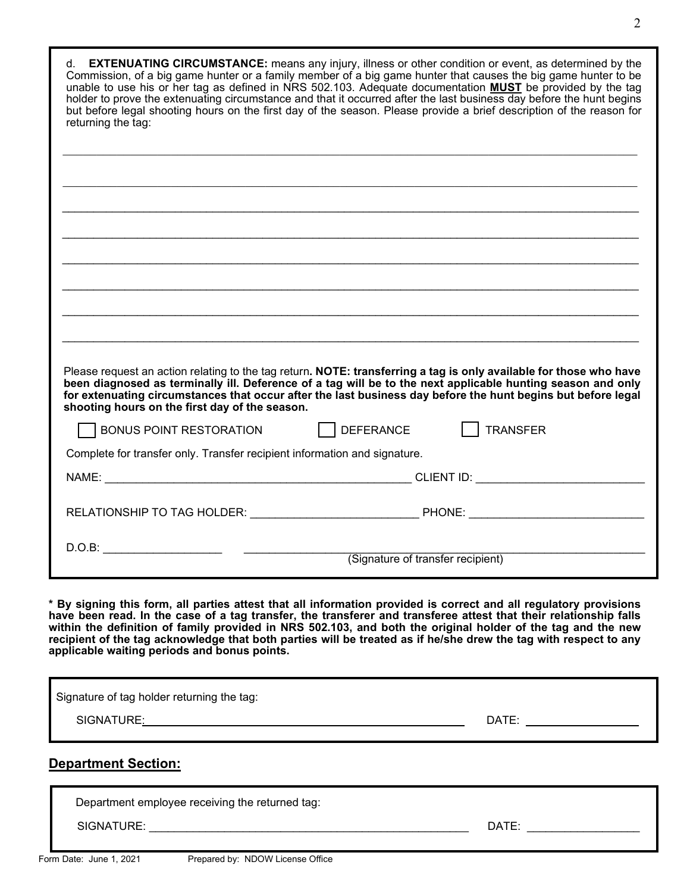d. **EXTENUATING CIRCUMSTANCE:** means any injury, illness or other condition or event, as determined by the Commission, of a big game hunter or a family member of a big game hunter that causes the big game hunter to be unable to use his or her tag as defined in NRS 502.103. Adequate documentation **MUST** be provided by the tag holder to prove the extenuating circumstance and that it occurred after the last business day before the hunt begins but before legal shooting hours on the first day of the season. Please provide a brief description of the reason for returning the tag:

_______________________________________________________________________________

_______________________________________________________________________________

_______________________________________________________________________________

_______________________________________________________________________________

_______________________________________________________________________________

_______________________________________________________________________________

_______________________________________________________________________________

_______________________________________________________________________________

Please request an action relating to the tag return**. NOTE: transferring a tag is only available for those who have been diagnosed as terminally ill. Deference of a tag will be to the next applicable hunting season and only for extenuating circumstances that occur after the last business day before the hunt begins but before legal shooting hours on the first day of the season.**

☐ BONUS POINT RESTORATION ☐ DEFERANCE ☐ TRANSFER

Complete for transfer only. Transfer recipient information and signature.

NAME: ____________________________________________ CLIENT ID: ________________________

RELATIONSHIP TO TAG HOLDER: ________________________ PHONE: __________________________

D.O.B: __________________ ____________________________________________________________
(Signature of transfer recipient)

**\* By signing this form, all parties attest that all information provided is correct and all regulatory provisions have been read. In the case of a tag transfer, the transferer and transferee attest that their relationship falls within the definition of family provided in NRS 502.103, and both the original holder of the tag and the new recipient of the tag acknowledge that both parties will be treated as if he/she drew the tag with respect to any applicable waiting periods and bonus points.**

Signature of tag holder returning the tag:

SIGNATURE: ____________________________________________ DATE: ________________

## Department Section:

Department employee receiving the returned tag:

SIGNATURE: ____________________________________________ DATE: ________________

Form Date: June 1, 2021 Prepared by: NDOW License Office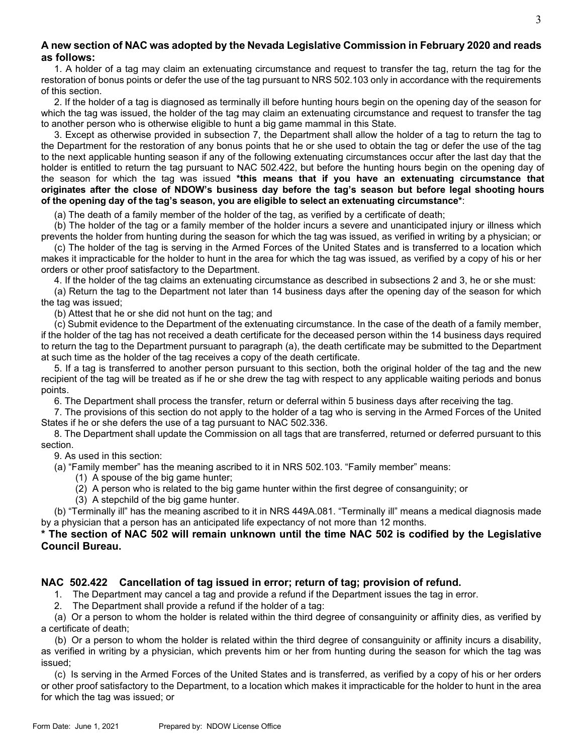**A new section of NAC was adopted by the Nevada Legislative Commission in February 2020 and reads as follows:**

1. A holder of a tag may claim an extenuating circumstance and request to transfer the tag, return the tag for the restoration of bonus points or defer the use of the tag pursuant to NRS 502.103 only in accordance with the requirements of this section.

2. If the holder of a tag is diagnosed as terminally ill before hunting hours begin on the opening day of the season for which the tag was issued, the holder of the tag may claim an extenuating circumstance and request to transfer the tag to another person who is otherwise eligible to hunt a big game mammal in this State.

3. Except as otherwise provided in subsection 7, the Department shall allow the holder of a tag to return the tag to the Department for the restoration of any bonus points that he or she used to obtain the tag or defer the use of the tag to the next applicable hunting season if any of the following extenuating circumstances occur after the last day that the holder is entitled to return the tag pursuant to NAC 502.422, but before the hunting hours begin on the opening day of the season for which the tag was issued **\*this means that if you have an extenuating circumstance that originates after the close of NDOW's business day before the tag's season but before legal shooting hours of the opening day of the tag's season, you are eligible to select an extenuating circumstance\***:

(a) The death of a family member of the holder of the tag, as verified by a certificate of death;

(b) The holder of the tag or a family member of the holder incurs a severe and unanticipated injury or illness which prevents the holder from hunting during the season for which the tag was issued, as verified in writing by a physician; or

(c) The holder of the tag is serving in the Armed Forces of the United States and is transferred to a location which makes it impracticable for the holder to hunt in the area for which the tag was issued, as verified by a copy of his or her orders or other proof satisfactory to the Department.

4. If the holder of the tag claims an extenuating circumstance as described in subsections 2 and 3, he or she must:

(a) Return the tag to the Department not later than 14 business days after the opening day of the season for which the tag was issued;

(b) Attest that he or she did not hunt on the tag; and

(c) Submit evidence to the Department of the extenuating circumstance. In the case of the death of a family member, if the holder of the tag has not received a death certificate for the deceased person within the 14 business days required to return the tag to the Department pursuant to paragraph (a), the death certificate may be submitted to the Department at such time as the holder of the tag receives a copy of the death certificate.

5. If a tag is transferred to another person pursuant to this section, both the original holder of the tag and the new recipient of the tag will be treated as if he or she drew the tag with respect to any applicable waiting periods and bonus points.

6. The Department shall process the transfer, return or deferral within 5 business days after receiving the tag.

7. The provisions of this section do not apply to the holder of a tag who is serving in the Armed Forces of the United States if he or she defers the use of a tag pursuant to NAC 502.336.

8. The Department shall update the Commission on all tags that are transferred, returned or deferred pursuant to this section.

9. As used in this section:

(a) "Family member" has the meaning ascribed to it in NRS 502.103. "Family member" means:

(1) A spouse of the big game hunter;

(2) A person who is related to the big game hunter within the first degree of consanguinity; or

(3) A stepchild of the big game hunter.

(b) "Terminally ill" has the meaning ascribed to it in NRS 449A.081. "Terminally ill" means a medical diagnosis made by a physician that a person has an anticipated life expectancy of not more than 12 months.

**\* The section of NAC 502 will remain unknown until the time NAC 502 is codified by the Legislative Council Bureau.**

### NAC 502.422 Cancellation of tag issued in error; return of tag; provision of refund.

1. The Department may cancel a tag and provide a refund if the Department issues the tag in error.

2. The Department shall provide a refund if the holder of a tag:

(a) Or a person to whom the holder is related within the third degree of consanguinity or affinity dies, as verified by a certificate of death;

(b) Or a person to whom the holder is related within the third degree of consanguinity or affinity incurs a disability, as verified in writing by a physician, which prevents him or her from hunting during the season for which the tag was issued;

(c) Is serving in the Armed Forces of the United States and is transferred, as verified by a copy of his or her orders or other proof satisfactory to the Department, to a location which makes it impracticable for the holder to hunt in the area for which the tag was issued; or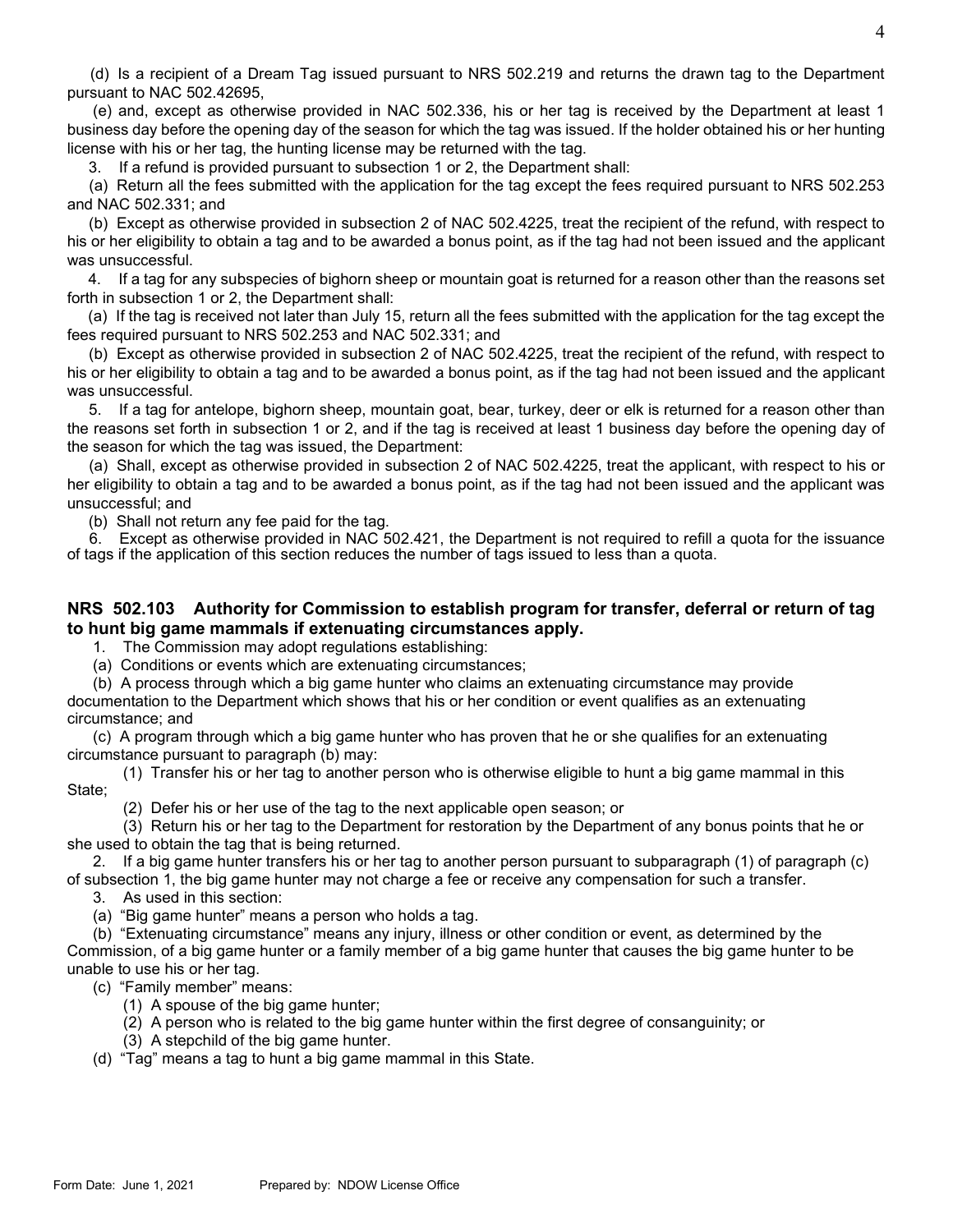(d) Is a recipient of a Dream Tag issued pursuant to NRS 502.219 and returns the drawn tag to the Department pursuant to NAC 502.42695,

(e) and, except as otherwise provided in NAC 502.336, his or her tag is received by the Department at least 1 business day before the opening day of the season for which the tag was issued. If the holder obtained his or her hunting license with his or her tag, the hunting license may be returned with the tag.

3. If a refund is provided pursuant to subsection 1 or 2, the Department shall:

(a) Return all the fees submitted with the application for the tag except the fees required pursuant to NRS 502.253 and NAC 502.331; and

(b) Except as otherwise provided in subsection 2 of NAC 502.4225, treat the recipient of the refund, with respect to his or her eligibility to obtain a tag and to be awarded a bonus point, as if the tag had not been issued and the applicant was unsuccessful.

4. If a tag for any subspecies of bighorn sheep or mountain goat is returned for a reason other than the reasons set forth in subsection 1 or 2, the Department shall:

(a) If the tag is received not later than July 15, return all the fees submitted with the application for the tag except the fees required pursuant to NRS 502.253 and NAC 502.331; and

(b) Except as otherwise provided in subsection 2 of NAC 502.4225, treat the recipient of the refund, with respect to his or her eligibility to obtain a tag and to be awarded a bonus point, as if the tag had not been issued and the applicant was unsuccessful.

5. If a tag for antelope, bighorn sheep, mountain goat, bear, turkey, deer or elk is returned for a reason other than the reasons set forth in subsection 1 or 2, and if the tag is received at least 1 business day before the opening day of the season for which the tag was issued, the Department:

(a) Shall, except as otherwise provided in subsection 2 of NAC 502.4225, treat the applicant, with respect to his or her eligibility to obtain a tag and to be awarded a bonus point, as if the tag had not been issued and the applicant was unsuccessful; and

(b) Shall not return any fee paid for the tag.

6. Except as otherwise provided in NAC 502.421, the Department is not required to refill a quota for the issuance of tags if the application of this section reduces the number of tags issued to less than a quota.

### NRS 502.103 Authority for Commission to establish program for transfer, deferral or return of tag to hunt big game mammals if extenuating circumstances apply.

1. The Commission may adopt regulations establishing:

(a) Conditions or events which are extenuating circumstances;

(b) A process through which a big game hunter who claims an extenuating circumstance may provide documentation to the Department which shows that his or her condition or event qualifies as an extenuating circumstance; and

(c) A program through which a big game hunter who has proven that he or she qualifies for an extenuating circumstance pursuant to paragraph (b) may:

(1) Transfer his or her tag to another person who is otherwise eligible to hunt a big game mammal in this State;

(2) Defer his or her use of the tag to the next applicable open season; or

(3) Return his or her tag to the Department for restoration by the Department of any bonus points that he or she used to obtain the tag that is being returned.

2. If a big game hunter transfers his or her tag to another person pursuant to subparagraph (1) of paragraph (c) of subsection 1, the big game hunter may not charge a fee or receive any compensation for such a transfer.

3. As used in this section:

(a) "Big game hunter" means a person who holds a tag.

(b) "Extenuating circumstance" means any injury, illness or other condition or event, as determined by the Commission, of a big game hunter or a family member of a big game hunter that causes the big game hunter to be unable to use his or her tag.

(c) "Family member" means:

(1) A spouse of the big game hunter;

(2) A person who is related to the big game hunter within the first degree of consanguinity; or

(3) A stepchild of the big game hunter.

(d) "Tag" means a tag to hunt a big game mammal in this State.

Form Date: June 1, 2021 Prepared by: NDOW License Office